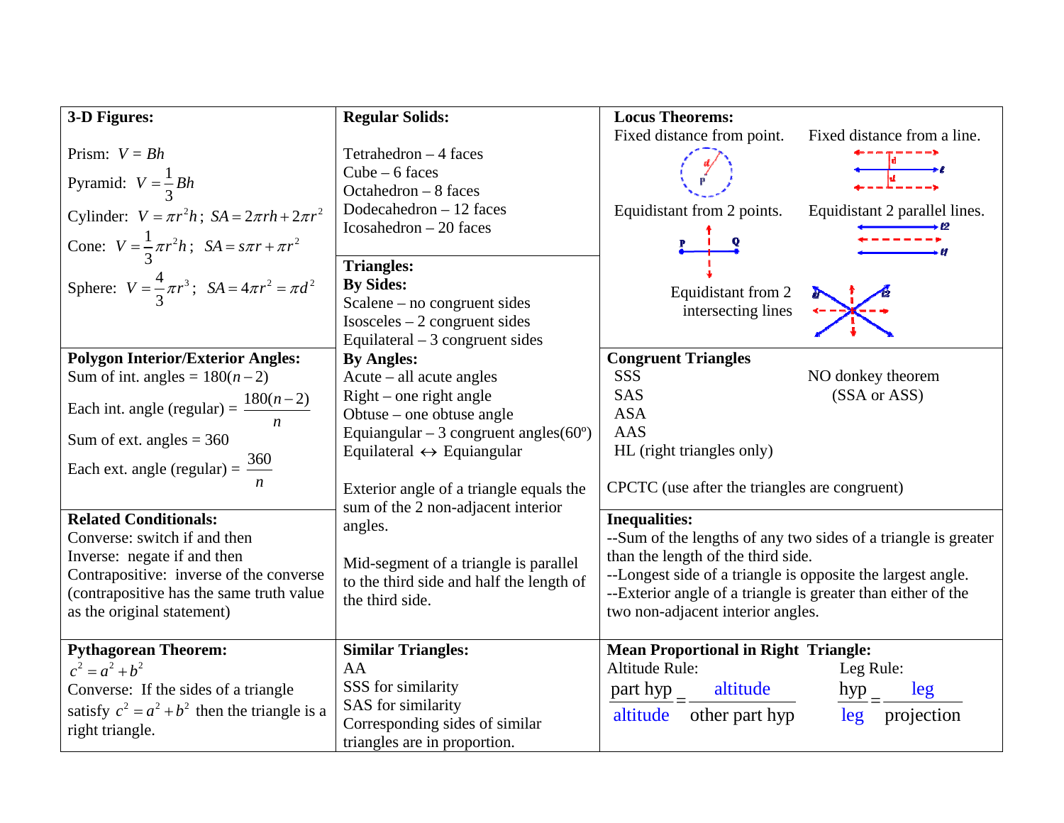**3-D Figures:**

Prism: $V = Bh$

Pyramid: $V = \frac{1}{3}Bh$

Cylinder: $V = \pi r^2 h$; $SA = 2\pi rh + 2\pi r^2$

Cone: $V = \frac{1}{3}\pi r^2 h$; $SA = s\pi r + \pi r^2$

Sphere: $V = \frac{4}{3}\pi r^3$; $SA = 4\pi r^2 = \pi d^2$

**Regular Solids:**

Tetrahedron – 4 faces
Cube – 6 faces
Octahedron – 8 faces
Dodecahedron – 12 faces
Icosahedron – 20 faces

**Locus Theorems:**

Fixed distance from point.

Fixed distance from a line.

Equidistant from 2 points.

Equidistant 2 parallel lines.

Equidistant from 2 intersecting lines

**Triangles:**

**By Sides:**
Scalene – no congruent sides
Isosceles – 2 congruent sides
Equilateral – 3 congruent sides

**By Angles:**
Acute – all acute angles
Right – one right angle
Obtuse – one obtuse angle
Equiangular – 3 congruent angles(60º)
Equilateral ↔ Equiangular

Exterior angle of a triangle equals the sum of the 2 non-adjacent interior angles.

Mid-segment of a triangle is parallel to the third side and half the length of the third side.

**Polygon Interior/Exterior Angles:**

Sum of int. angles = $180(n-2)$

Each int. angle (regular) = $\frac{180(n-2)}{n}$

Sum of ext. angles = 360

Each ext. angle (regular) = $\frac{360}{n}$

**Congruent Triangles**

SSS
SAS
ASA
AAS
HL (right triangles only)

NO donkey theorem (SSA or ASS)

CPCTC (use after the triangles are congruent)

**Related Conditionals:**

Converse: switch if and then
Inverse: negate if and then
Contrapositive: inverse of the converse (contrapositive has the same truth value as the original statement)

**Inequalities:**

--Sum of the lengths of any two sides of a triangle is greater than the length of the third side.
--Longest side of a triangle is opposite the largest angle.
--Exterior angle of a triangle is greater than either of the two non-adjacent interior angles.

**Pythagorean Theorem:**

$c^2 = a^2 + b^2$

Converse: If the sides of a triangle satisfy $c^2 = a^2 + b^2$ then the triangle is a right triangle.

**Similar Triangles:**

AA
SSS for similarity
SAS for similarity
Corresponding sides of similar triangles are in proportion.

**Mean Proportional in Right Triangle:**

Altitude Rule:

$$\frac{\text{part hyp}}{\text{altitude}} = \frac{\text{altitude}}{\text{other part hyp}}$$

Leg Rule:

$$\frac{\text{hyp}}{\text{leg}} = \frac{\text{leg}}{\text{projection}}$$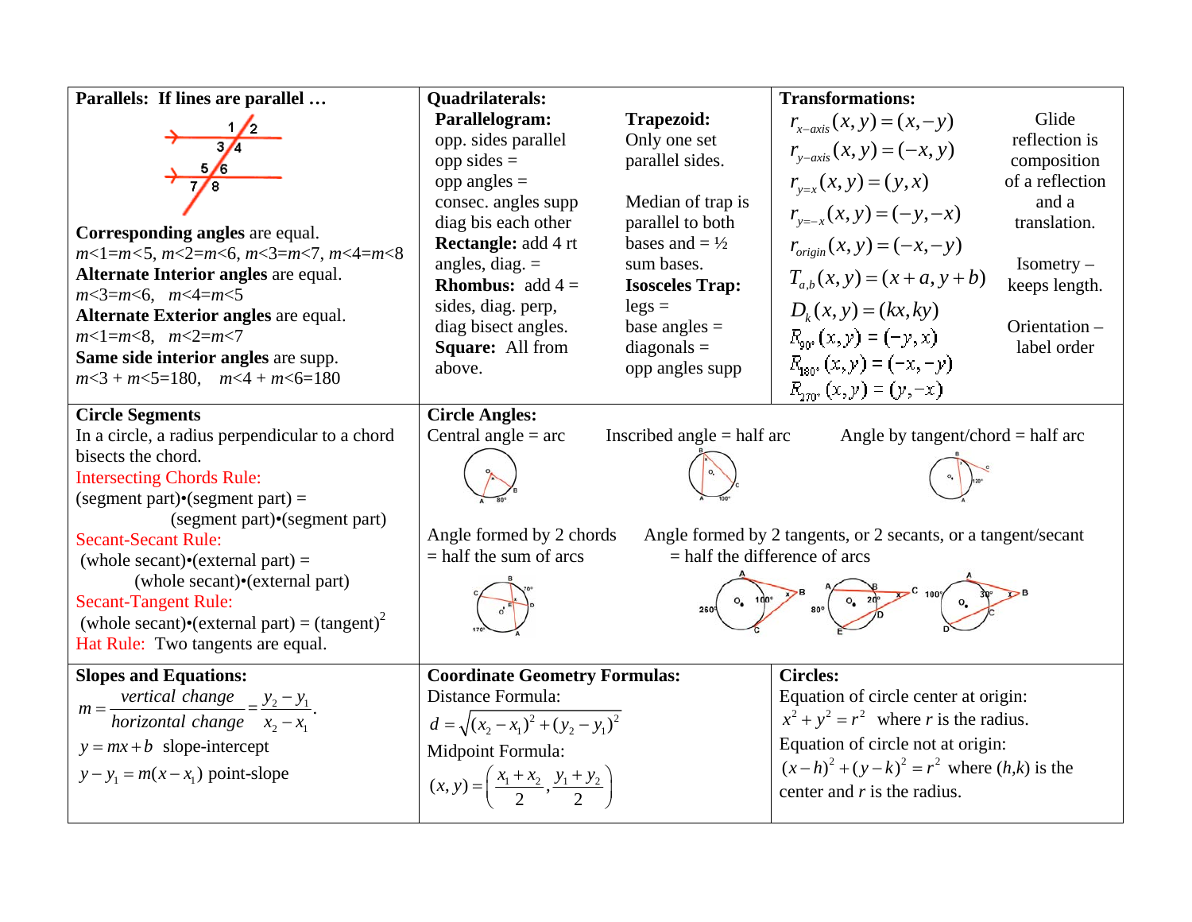## Parallels: If lines are parallel …

**Corresponding angles** are equal.
*m*<1=*m*<5, *m*<2=*m*<6, *m*<3=*m*<7, *m*<4=*m*<8

**Alternate Interior angles** are equal.
*m*<3=*m*<6, *m*<4=*m*<5

**Alternate Exterior angles** are equal.
*m*<1=*m*<8, *m*<2=*m*<7

**Same side interior angles** are supp.
*m*<3 + *m*<5=180, *m*<4 + *m*<6=180

## Quadrilaterals:

**Parallelogram:**
opp. sides parallel
opp sides =
opp angles =
consec. angles supp
diag bis each other

**Rectangle:** add 4 rt angles, diag. =

**Rhombus:** add 4 = sides, diag. perp, diag bisect angles.

**Square:** All from above.

**Trapezoid:**
Only one set parallel sides.

Median of trap is parallel to both bases and = ½ sum bases.

**Isosceles Trap:**
legs =
base angles =
diagonals =
opp angles supp

## Transformations:

$r_{x-axis}(x, y) = (x, -y)$

$r_{y-axis}(x, y) = (-x, y)$

$r_{y=x}(x, y) = (y, x)$

$r_{y=-x}(x, y) = (-y, -x)$

$r_{origin}(x, y) = (-x, -y)$

$T_{a,b}(x, y) = (x + a, y + b)$

$D_k(x, y) = (kx, ky)$

$R_{90°}(x, y) = (-y, x)$

$R_{180°}(x, y) = (-x, -y)$

$R_{270°}(x, y) = (y, -x)$

Glide reflection is composition of a reflection and a translation.

Isometry – keeps length.

Orientation – label order

## Circle Segments

In a circle, a radius perpendicular to a chord bisects the chord.

Intersecting Chords Rule:
(segment part)•(segment part) = (segment part)•(segment part)

Secant-Secant Rule:
(whole secant)•(external part) = (whole secant)•(external part)

Secant-Tangent Rule:
(whole secant)•(external part) = $(\text{tangent})^2$

Hat Rule: Two tangents are equal.

## Circle Angles:

Central angle = arc

Inscribed angle = half arc

Angle by tangent/chord = half arc

Angle formed by 2 chords = half the sum of arcs

Angle formed by 2 tangents, or 2 secants, or a tangent/secant = half the difference of arcs

## Slopes and Equations:

$$m = \frac{vertical\ change}{horizontal\ change} = \frac{y_2 - y_1}{x_2 - x_1}.$$

$y = mx + b$ slope-intercept

$y - y_1 = m(x - x_1)$ point-slope

## Coordinate Geometry Formulas:

Distance Formula:

$$d = \sqrt{(x_2 - x_1)^2 + (y_2 - y_1)^2}$$

Midpoint Formula:

$$(x, y) = \left(\frac{x_1 + x_2}{2}, \frac{y_1 + y_2}{2}\right)$$

## Circles:

Equation of circle center at origin:
$x^2 + y^2 = r^2$ where *r* is the radius.

Equation of circle not at origin:
$(x - h)^2 + (y - k)^2 = r^2$ where (*h*,*k*) is the center and *r* is the radius.